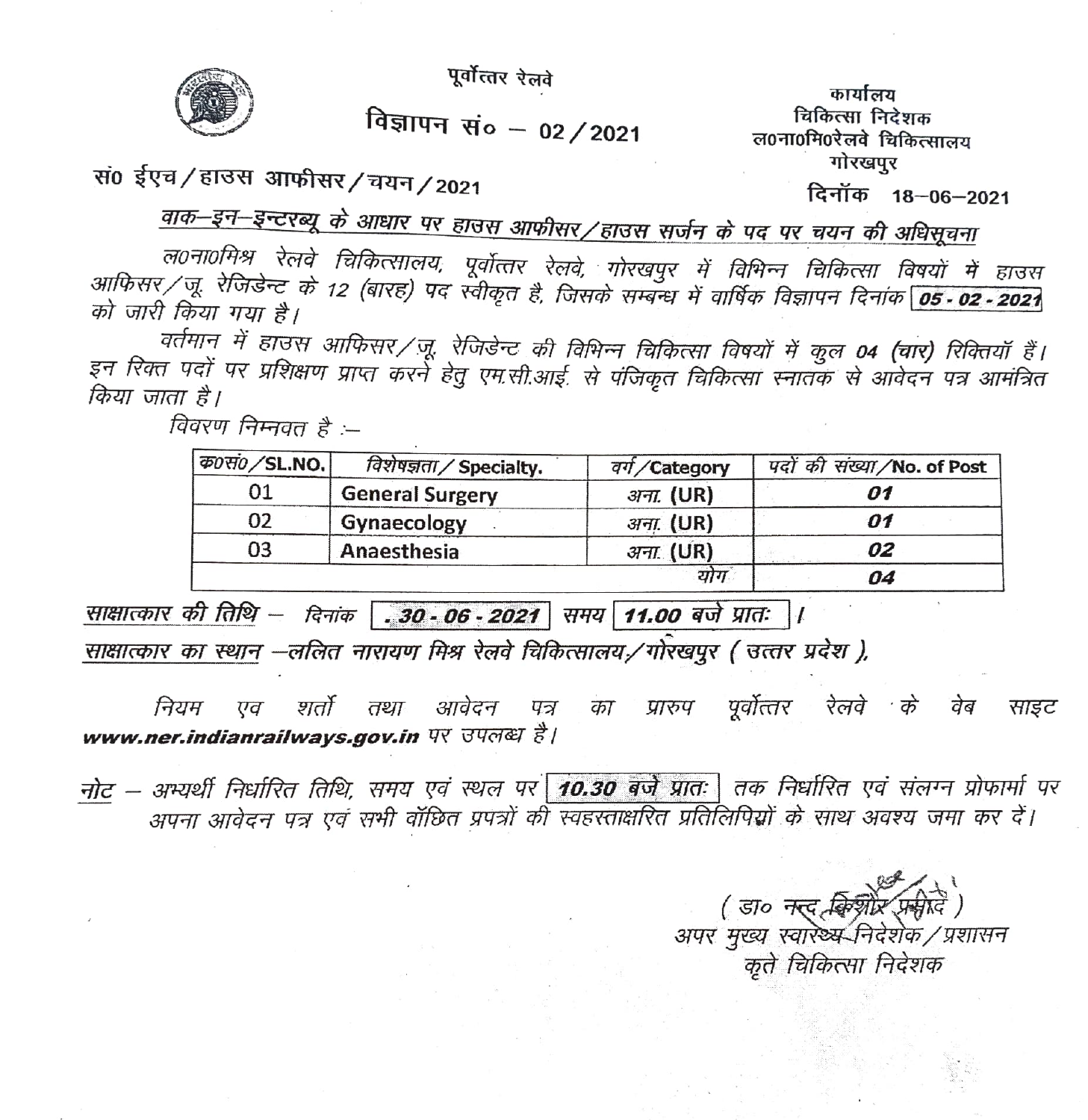पूर्वोत्तर रेलवे

विज्ञापन सं० – 02/2021

कार्यालय
चिकित्सा निदेशक
ल०ना०मि०रेलवे चिकित्सालय
गोरखपुर

सं० ईएच/हाउस आफीसर/चयन/2021

दिनॉक 18–06–2021

**वाक–इन–इन्टरब्यू के आधार पर हाउस आफीसर/हाउस सर्जन के पद पर चयन की अधिसूचना**

ल०ना०मिश्र रेलवे चिकित्सालय, पूर्वोत्तर रेलवे, गोरखपुर में विभिन्न चिकित्सा विषयों में हाउस आफिसर/जू. रेजिडेन्ट के 12 (बारह) पद स्वीकृत है, जिसके सम्बन्ध में वार्षिक विज्ञापन दिनांक **05-02-2021** को जारी किया गया है।

वर्तमान में हाउस आफिसर/जू. रेजिडेन्ट की विभिन्न चिकित्सा विषयों में कुल 04 (चार) रिक्तियॉ हैं। इन रिक्त पदों पर प्रशिक्षण प्राप्त करने हेतु एम.सी.आई. से पंजिकृत चिकित्सा स्नातक से आवेदन पत्र आमंत्रित किया जाता है।

विवरण निम्नवत है :–

| क0सं0/SL.NO. | विशेषज्ञता/Specialty. | वर्ग/Category | पदों की संख्या/No. of Post |
|---|---|---|---|
| 01 | General Surgery | अना. (UR) | 01 |
| 02 | Gynaecology | अना. (UR) | 01 |
| 03 | Anaesthesia | अना. (UR) | 02 |
| | | योग | 04 |

**साक्षात्कार की तिथि** – दिनांक **30-06-2021** समय **11.00 बजे प्रातः** ।

**साक्षात्कार का स्थान** –ललित नारायण मिश्र रेलवे चिकित्सालय/गोरखपुर (उत्तर प्रदेश),

नियम एव शर्तो तथा आवेदन पत्र का प्रारुप पूर्वोत्तर रेलवे के वेब साइट **www.ner.indianrailways.gov.in** पर उपलब्ध है।

**नोट** – अभ्यर्थी निर्धारित तिथि, समय एवं स्थल पर **10.30 बजे प्रातः** तक निर्धारित एवं संलग्न प्रोफार्मा पर अपना आवेदन पत्र एवं सभी वॉछित प्रपत्रों की स्वहस्ताक्षरित प्रतिलिपियों के साथ अवश्य जमा कर दें।

(डा० नन्द किशोर प्रसाद)
अपर मुख्य स्वास्थ्य निदेशक/प्रशासन
कृते चिकित्सा निदेशक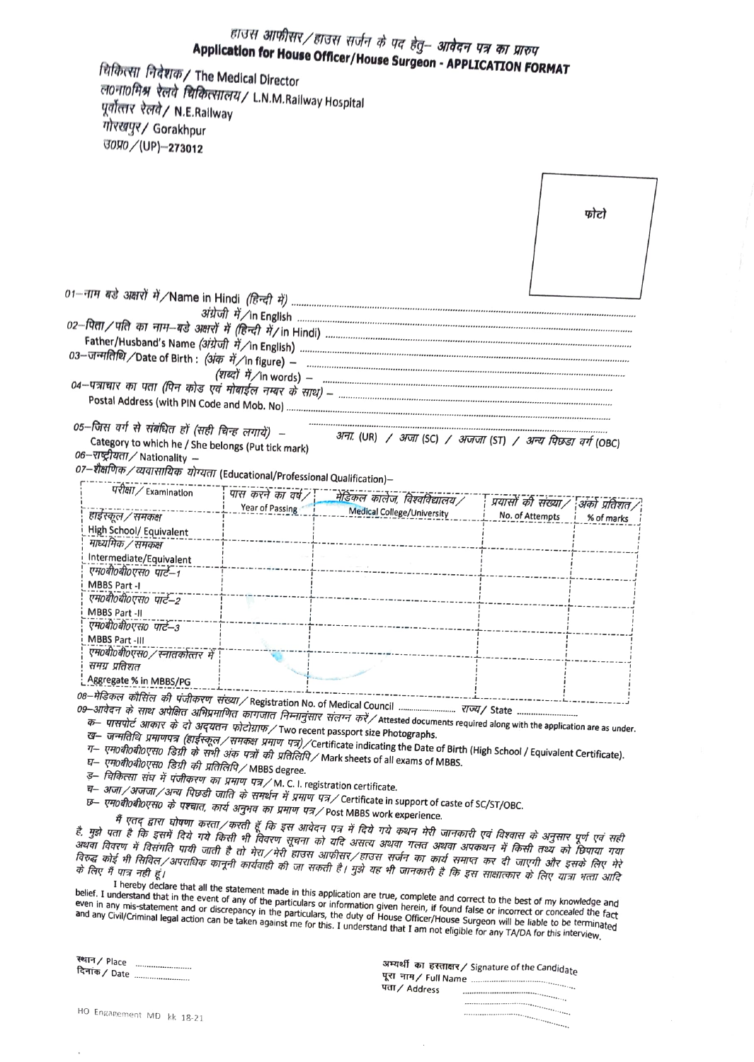# हाउस आफीसर/हाउस सर्जन के पद हेतु– आवेदन पत्र का प्रारुप
## Application for House Officer/House Surgeon - APPLICATION FORMAT

चिकित्सा निदेशक/ The Medical Director
ला0ना0मिश्र रेलवे चिकित्सालय/ L.N.M.Railway Hospital
पूर्वोत्तर रेलवे/ N.E.Railway
गोरखपुर/ Gorakhpur
उ0प्र0/(UP)–273012

फोटो

01–नाम बड़े अक्षरों में/Name in Hindi (हिन्दी में) ............................................................
अंग्रेजी में/In English ............................................................

02–पिता/पति का नाम–बड़े अक्षरों में (हिन्दी में/in Hindi) ............................................................
Father/Husband's Name (अंग्रेजी में/in English) ............................................................

03–जन्मतिथि/Date of Birth : (अंक में/In figure) – ............................................................
(शब्दों में/In words) – ............................................................

04–पत्राचार का पता (पिन कोड एवं मोबाईल नम्बर के साथ) – ............................................................
Postal Address (with PIN Code and Mob. No) ............................................................
............................................................

05–जिस वर्ग से संबंधित हों (सही चिन्ह लगायें) – Category to which he / She belongs (Put tick mark)
अना. (UR) / अजा (SC) / अजजा (ST) / अन्य पिछड़ा वर्ग (OBC)

06–राष्ट्रीयता/ Nationality –

07–शैक्षणिक/व्यावसायिक योग्यता (Educational/Professional Qualification)–

| परीक्षा/ Examination | पास करने का वर्ष/ Year of Passing | मेडिकल कालेज, विश्वविद्यालय/ Medical College/University | प्रयासों की संख्या/ No. of Attempts | अंको प्रतिशत/ % of marks |
|---|---|---|---|---|
| हाईस्कूल/समकक्ष High School/ Equivalent | | | | |
| माध्यमिक/समकक्ष Intermediate/Equivalent | | | | |
| एम0बी0बी0एस0 पार्ट–1 MBBS Part -I | | | | |
| एम0बी0बी0एस0 पार्ट–2 MBBS Part -II | | | | |
| एम0बी0बी0एस0 पार्ट–3 MBBS Part -III | | | | |
| एम0बी0बी0एस0/स्नातकोत्तर में समग्र प्रतिशत Aggregate % in MBBS/PG | | | | |

08–मेडिकल कौंसिल की पंजीकरण संख्या/ Registration No. of Medical Council .......................... राज्य/ State ..........................

09–आवेदन के साथ अपेक्षित अभिप्रमाणित कागजात निम्नानुसार संलग्न करें/ Attested documents required along with the application are as under.

क– पासपोर्ट आकार के दो अद्यतन फोटोग्राफ/ Two recent passport size Photographs.
ख– जन्मतिथि प्रमाणपत्र (हाईस्कूल/समकक्ष प्रमाण पत्र)/Certificate indicating the Date of Birth (High School / Equivalent Certificate).
ग– एम0बी0बी0एस0 डिग्री के सभी अंक पत्रों की प्रतिलिपि/ Mark sheets of all exams of MBBS.
घ– एम0बी0बी0एस0 डिग्री की प्रतिलिपि/ MBBS degree.
ड– चिकित्सा संघ में पंजीकरण का प्रमाण पत्र/ M. C. I. registration certificate.
च– अजा/अजजा/अन्य पिछड़ी जाति के समर्थन में प्रमाण पत्र/ Certificate in support of caste of SC/ST/OBC.
छ– एम0बी0बी0एस0 के पश्चात, कार्य अनुभव का प्रमाण पत्र/ Post MBBS work experience.

मैं एतद् द्वारा घोषणा करता/करती हूँ कि इस आवेदन पत्र में दिये गये कथन मेरी जानकारी एवं विश्वास के अनुसार पूर्ण एवं सही है, मुझे पता है कि इसमें दिये गये किसी भी विवरण सूचना को यदि असत्य अथवा गलत अथवा अपकथन में किसी तथ्य को छिपाया गया अथवा विवरण में विसंगति पायी जाती है तो मेरा/मेरी हाउस आफीसर/हाउस सर्जन का कार्य समाप्त कर दी जाएगी और इसके लिए मेरे विरुद्ध कोई भी सिविल/अपराधिक कानूनी कार्यवाही की जा सकती है। मुझे यह भी जानकारी है कि इस साक्षात्कार के लिए यात्रा भत्ता आदि के लिए मैं पात्र नहीं हूं।

I hereby declare that all the statement made in this application are true, complete and correct to the best of my knowledge and belief. I understand that in the event of any of the particulars or information given herein, if found false or incorrect or concealed the fact even in any mis-statement and or discrepancy in the particulars, the duty of House Officer/House Surgeon will be liable to be terminated and any Civil/Criminal legal action can be taken against me for this. I understand that I am not eligible for any TA/DA for this interview.

स्थान/ Place ..........................
दिनांक/ Date ..........................

अभ्यर्थी का हस्ताक्षर/ Signature of the Candidate
पूरा नाम/ Full Name ..........................
पता/ Address ..........................
..........................
..........................

HO Engagement MD kk 18-21